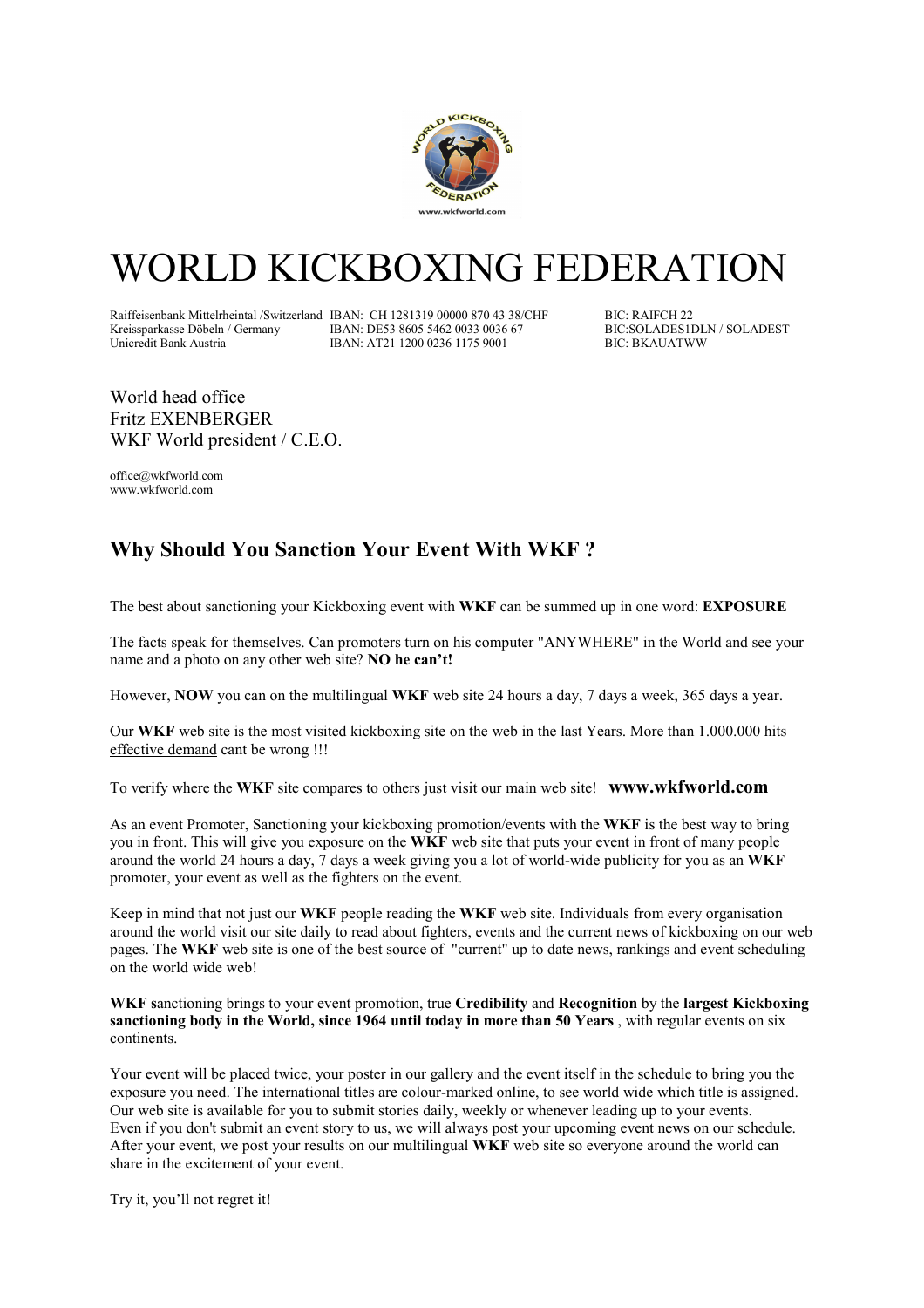# WORLD KICKBOXING FEDERATION

| | | |
|---|---|---|
| Raiffeisenbank Mittelrheintal /Switzerland | IBAN: CH 1281319 00000 870 43 38/CHF | BIC: RAIFCH 22 |
| Kreissparkasse Döbeln / Germany | IBAN: DE53 8605 5462 0033 0036 67 | BIC:SOLADES1DLN / SOLADEST |
| Unicredit Bank Austria | IBAN: AT21 1200 0236 1175 9001 | BIC: BKAUATWW |

World head office
Fritz EXENBERGER
WKF World president / C.E.O.

office@wkfworld.com
www.wkfworld.com

## Why Should You Sanction Your Event With WKF ?

The best about sanctioning your Kickboxing event with **WKF** can be summed up in one word: **EXPOSURE**

The facts speak for themselves. Can promoters turn on his computer "ANYWHERE" in the World and see your name and a photo on any other web site? **NO he can't!**

However, **NOW** you can on the multilingual **WKF** web site 24 hours a day, 7 days a week, 365 days a year.

Our **WKF** web site is the most visited kickboxing site on the web in the last Years. More than 1.000.000 hits effective demand cant be wrong !!!

To verify where the **WKF** site compares to others just visit our main web site! **www.wkfworld.com**

As an event Promoter, Sanctioning your kickboxing promotion/events with the **WKF** is the best way to bring you in front. This will give you exposure on the **WKF** web site that puts your event in front of many people around the world 24 hours a day, 7 days a week giving you a lot of world-wide publicity for you as an **WKF** promoter, your event as well as the fighters on the event.

Keep in mind that not just our **WKF** people reading the **WKF** web site. Individuals from every organisation around the world visit our site daily to read about fighters, events and the current news of kickboxing on our web pages. The **WKF** web site is one of the best source of "current" up to date news, rankings and event scheduling on the world wide web!

**WKF s**anctioning brings to your event promotion, true **Credibility** and **Recognition** by the **largest Kickboxing sanctioning body in the World, since 1964 until today in more than 50 Years** , with regular events on six continents.

Your event will be placed twice, your poster in our gallery and the event itself in the schedule to bring you the exposure you need. The international titles are colour-marked online, to see world wide which title is assigned. Our web site is available for you to submit stories daily, weekly or whenever leading up to your events. Even if you don't submit an event story to us, we will always post your upcoming event news on our schedule. After your event, we post your results on our multilingual **WKF** web site so everyone around the world can share in the excitement of your event.

Try it, you'll not regret it!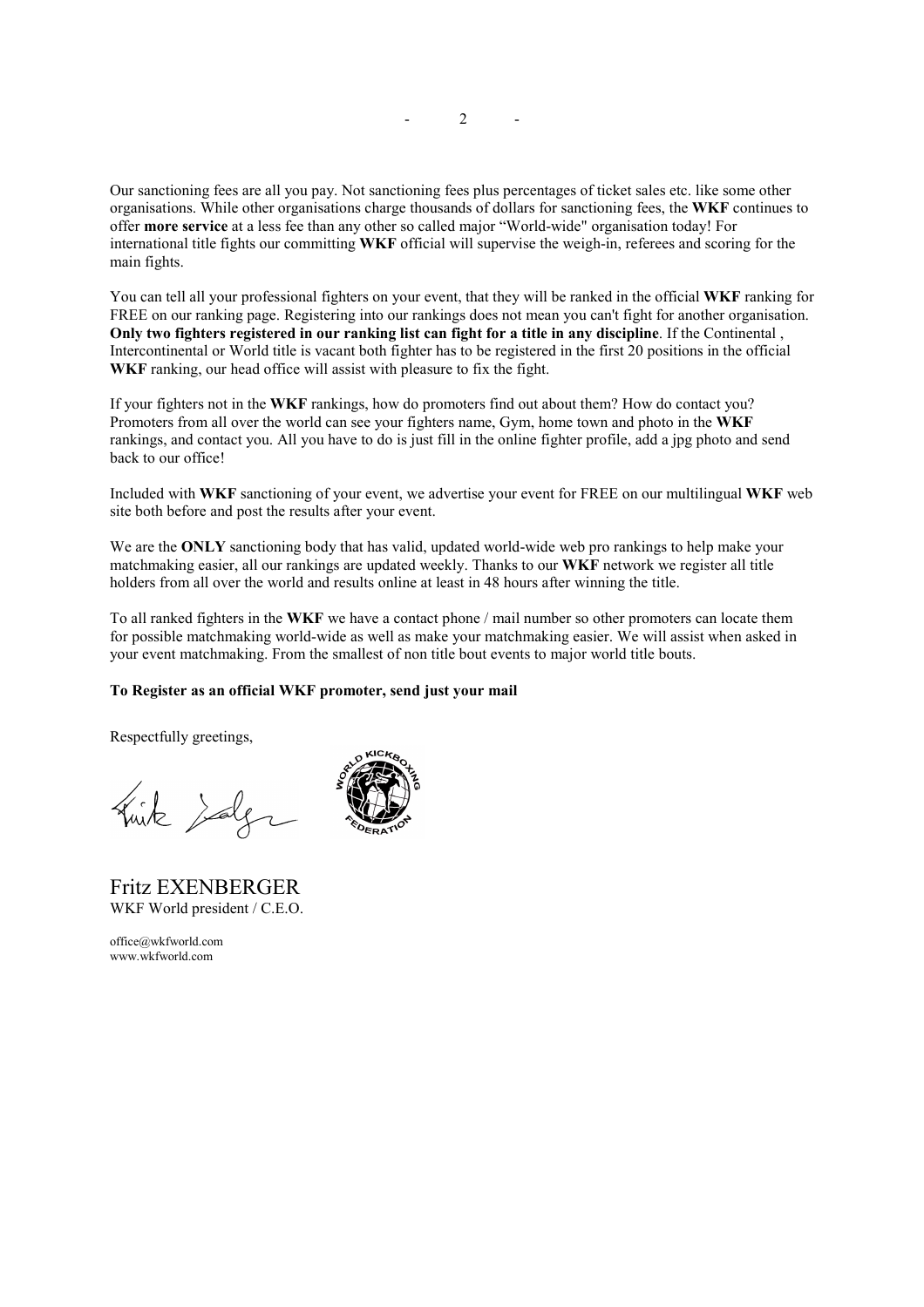Our sanctioning fees are all you pay. Not sanctioning fees plus percentages of ticket sales etc. like some other organisations. While other organisations charge thousands of dollars for sanctioning fees, the **WKF** continues to offer **more service** at a less fee than any other so called major "World-wide" organisation today! For international title fights our committing **WKF** official will supervise the weigh-in, referees and scoring for the main fights.

You can tell all your professional fighters on your event, that they will be ranked in the official **WKF** ranking for FREE on our ranking page. Registering into our rankings does not mean you can't fight for another organisation. **Only two fighters registered in our ranking list can fight for a title in any discipline**. If the Continental , Intercontinental or World title is vacant both fighter has to be registered in the first 20 positions in the official **WKF** ranking, our head office will assist with pleasure to fix the fight.

If your fighters not in the **WKF** rankings, how do promoters find out about them? How do contact you? Promoters from all over the world can see your fighters name, Gym, home town and photo in the **WKF** rankings, and contact you. All you have to do is just fill in the online fighter profile, add a jpg photo and send back to our office!

Included with **WKF** sanctioning of your event, we advertise your event for FREE on our multilingual **WKF** web site both before and post the results after your event.

We are the **ONLY** sanctioning body that has valid, updated world-wide web pro rankings to help make your matchmaking easier, all our rankings are updated weekly. Thanks to our **WKF** network we register all title holders from all over the world and results online at least in 48 hours after winning the title.

To all ranked fighters in the **WKF** we have a contact phone / mail number so other promoters can locate them for possible matchmaking world-wide as well as make your matchmaking easier. We will assist when asked in your event matchmaking. From the smallest of non title bout events to major world title bouts.

**To Register as an official WKF promoter, send just your mail**

Respectfully greetings,

Fritz EXENBERGER
WKF World president / C.E.O.

office@wkfworld.com
www.wkfworld.com